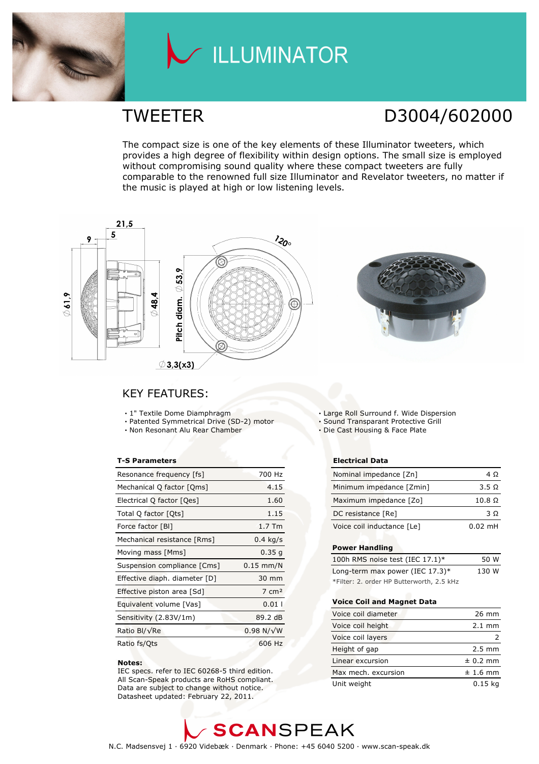# ILLUMINATOR

## TWEETER D3004/602000

The compact size is one of the key elements of these Illuminator tweeters, which provides a high degree of flexibility within design options. The small size is employed without compromising sound quality where these compact tweeters are fully comparable to the renowned full size Illuminator and Revelator tweeters, no matter if the music is played at high or low listening levels.

## KEY FEATURES:

- 1" Textile Dome Diamphragm
- Patented Symmetrical Drive (SD-2) motor
- Non Resonant Alu Rear Chamber
- Large Roll Surround f. Wide Dispersion
- Sound Transparant Protective Grill
- Die Cast Housing & Face Plate

### T-S Parameters

| | |
|---|---|
| Resonance frequency [fs] | 700 Hz |
| Mechanical Q factor [Qms] | 4.15 |
| Electrical Q factor [Qes] | 1.60 |
| Total Q factor [Qts] | 1.15 |
| Force factor [Bl] | 1.7 Tm |
| Mechanical resistance [Rms] | 0.4 kg/s |
| Moving mass [Mms] | 0.35 g |
| Suspension compliance [Cms] | 0.15 mm/N |
| Effective diaph. diameter [D] | 30 mm |
| Effective piston area [Sd] | 7 cm² |
| Equivalent volume [Vas] | 0.01 l |
| Sensitivity (2.83V/1m) | 89.2 dB |
| Ratio Bl/√Re | 0.98 N/√W |
| Ratio fs/Qts | 606 Hz |

**Notes:**
IEC specs. refer to IEC 60268-5 third edition.
All Scan-Speak products are RoHS compliant.
Data are subject to change without notice.
Datasheet updated: February 22, 2011.

### Electrical Data

| | |
|---|---|
| Nominal impedance [Zn] | 4 Ω |
| Minimum impedance [Zmin] | 3.5 Ω |
| Maximum impedance [Zo] | 10.8 Ω |
| DC resistance [Re] | 3 Ω |
| Voice coil inductance [Le] | 0.02 mH |

### Power Handling

| | |
|---|---|
| 100h RMS noise test (IEC 17.1)* | 50 W |
| Long-term max power (IEC 17.3)* | 130 W |

*Filter: 2. order HP Butterworth, 2.5 kHz

### Voice Coil and Magnet Data

| | |
|---|---|
| Voice coil diameter | 26 mm |
| Voice coil height | 2.1 mm |
| Voice coil layers | 2 |
| Height of gap | 2.5 mm |
| Linear excursion | ± 0.2 mm |
| Max mech. excursion | ± 1.6 mm |
| Unit weight | 0.15 kg |

SCANSPEAK

N.C. Madsensvej 1 · 6920 Videbæk · Denmark · Phone: +45 6040 5200 · www.scan-speak.dk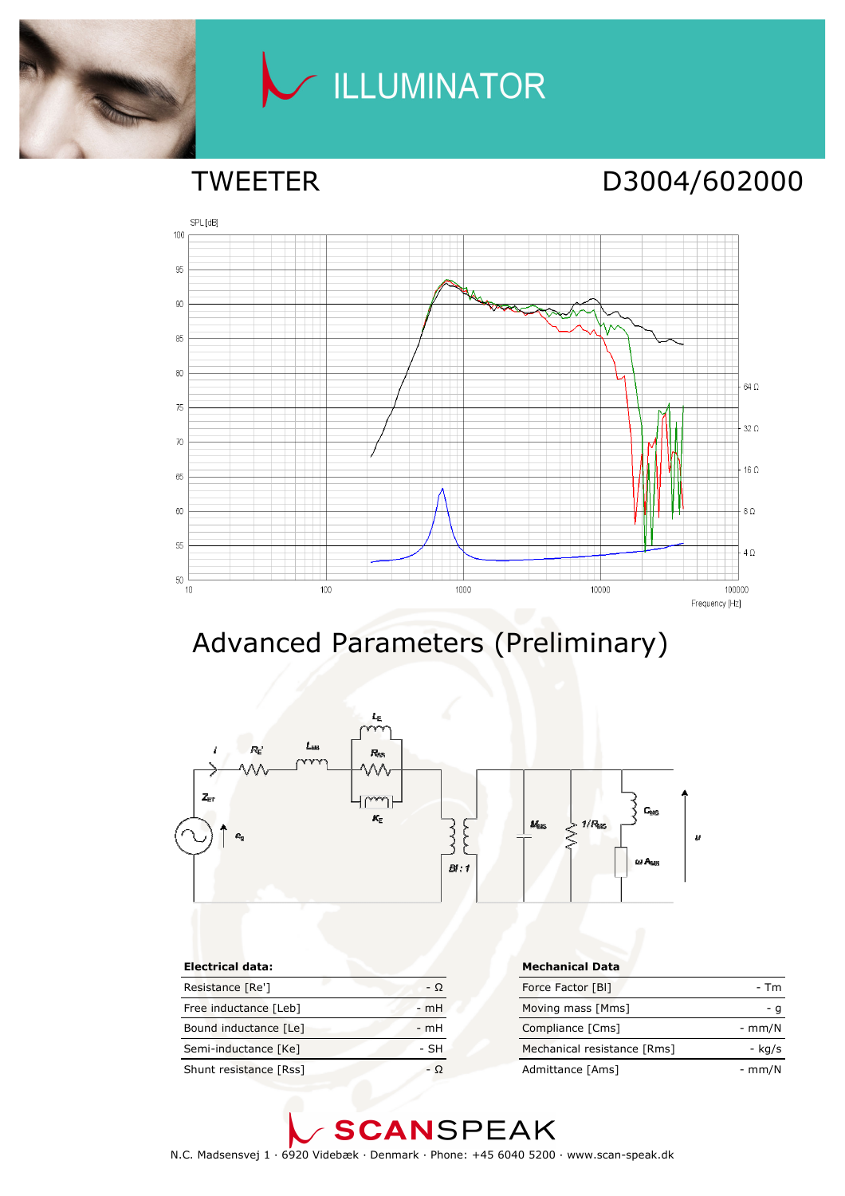ILLUMINATOR

# TWEETER

# D3004/602000

SPL [dB]

100
95
90
85
80
75
70
65
60
55
50

64 Ω
32 Ω
16 Ω
8 Ω
4 Ω

10
100
1000
10000
100000

Frequency [Hz]

## Advanced Parameters (Preliminary)

$i$ $R_E'$ $L_{eb}$ $L_E$ $R_{ss}$ $K_E$ $Z_{ET}$ $e_g$ $Bl:1$ $M_{MS}$ $1/R_{MS}$ $C_{MS}$ $\omega A_{MS}$ $u$

| Electrical data: | |
|---|---|
| Resistance [Re'] | - Ω |
| Free inductance [Leb] | - mH |
| Bound inductance [Le] | - mH |
| Semi-inductance [Ke] | - SH |
| Shunt resistance [Rss] | - Ω |

| Mechanical Data | |
|---|---|
| Force Factor [Bl] | - Tm |
| Moving mass [Mms] | - g |
| Compliance [Cms] | - mm/N |
| Mechanical resistance [Rms] | - kg/s |
| Admittance [Ams] | - mm/N |

SCANSPEAK

N.C. Madsensvej 1 · 6920 Videbæk · Denmark · Phone: +45 6040 5200 · www.scan-speak.dk